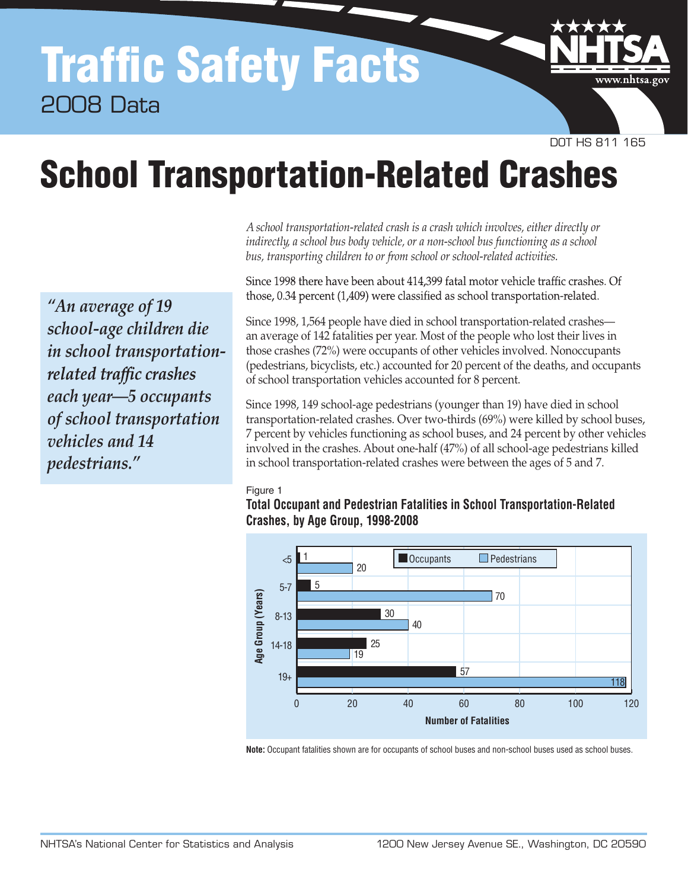# Traffic Safety Facts

2008 Data

DOT HS 811 165

# School Transportation-Related Crashes

*A school transportation-related crash is a crash which involves, either directly or indirectly, a school bus body vehicle, or a non-school bus functioning as a school bus, transporting children to or from school or school-related activities.*

Since 1998 there have been about 414,399 fatal motor vehicle traffic crashes. Of those, 0.34 percent (1,409) were classified as school transportation-related.

*"An average of 19 school-age children die in school transportation-related traffic crashes each year—5 occupants of school transportation vehicles and 14 pedestrians."*

Since 1998, 1,564 people have died in school transportation-related crashes—an average of 142 fatalities per year. Most of the people who lost their lives in those crashes (72%) were occupants of other vehicles involved. Nonoccupants (pedestrians, bicyclists, etc.) accounted for 20 percent of the deaths, and occupants of school transportation vehicles accounted for 8 percent.

Since 1998, 149 school-age pedestrians (younger than 19) have died in school transportation-related crashes. Over two-thirds (69%) were killed by school buses, 7 percent by vehicles functioning as school buses, and 24 percent by other vehicles involved in the crashes. About one-half (47%) of all school-age pedestrians killed in school transportation-related crashes were between the ages of 5 and 7.

Figure 1

**Total Occupant and Pedestrian Fatalities in School Transportation-Related Crashes, by Age Group, 1998-2008**

| Age Group (Years) | Occupants | Pedestrians |
|---|---|---|
| <5 | 1 | 20 |
| 5-7 | 5 | 70 |
| 8-13 | 30 | 40 |
| 14-18 | 25 | 19 |
| 19+ | 57 | 118 |

**Note:** Occupant fatalities shown are for occupants of school buses and non-school buses used as school buses.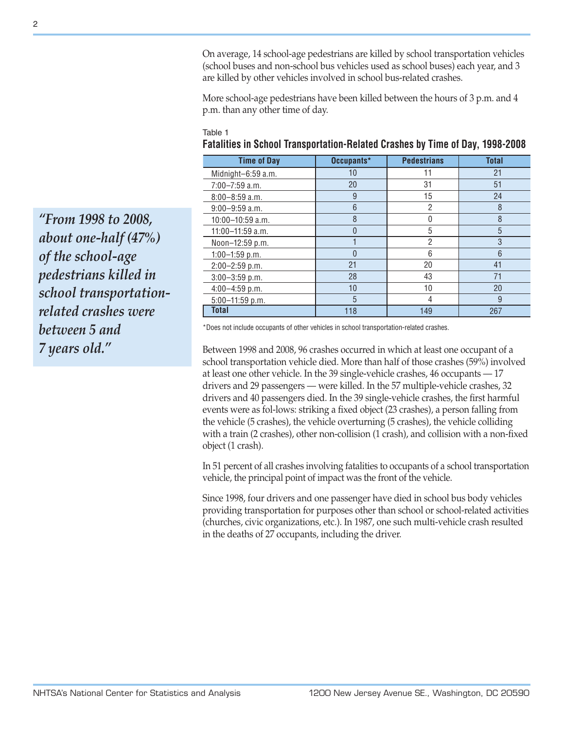On average, 14 school-age pedestrians are killed by school transportation vehicles (school buses and non-school bus vehicles used as school buses) each year, and 3 are killed by other vehicles involved in school bus-related crashes.

More school-age pedestrians have been killed between the hours of 3 p.m. and 4 p.m. than any other time of day.

Table 1

**Fatalities in School Transportation-Related Crashes by Time of Day, 1998-2008**

| Time of Day | Occupants* | Pedestrians | Total |
|---|---|---|---|
| Midnight–6:59 a.m. | 10 | 11 | 21 |
| 7:00–7:59 a.m. | 20 | 31 | 51 |
| 8:00–8:59 a.m. | 9 | 15 | 24 |
| 9:00–9:59 a.m. | 6 | 2 | 8 |
| 10:00–10:59 a.m. | 8 | 0 | 8 |
| 11:00–11:59 a.m. | 0 | 5 | 5 |
| Noon–12:59 p.m. | 1 | 2 | 3 |
| 1:00–1:59 p.m. | 0 | 6 | 6 |
| 2:00–2:59 p.m. | 21 | 20 | 41 |
| 3:00–3:59 p.m. | 28 | 43 | 71 |
| 4:00–4:59 p.m. | 10 | 10 | 20 |
| 5:00–11:59 p.m. | 5 | 4 | 9 |
| **Total** | 118 | 149 | 267 |

*Does not include occupants of other vehicles in school transportation-related crashes.

*"From 1998 to 2008, about one-half (47%) of the school-age pedestrians killed in school transportation-related crashes were between 5 and 7 years old."*

Between 1998 and 2008, 96 crashes occurred in which at least one occupant of a school transportation vehicle died. More than half of those crashes (59%) involved at least one other vehicle. In the 39 single-vehicle crashes, 46 occupants — 17 drivers and 29 passengers — were killed. In the 57 multiple-vehicle crashes, 32 drivers and 40 passengers died. In the 39 single-vehicle crashes, the first harmful events were as fol-lows: striking a fixed object (23 crashes), a person falling from the vehicle (5 crashes), the vehicle overturning (5 crashes), the vehicle colliding with a train (2 crashes), other non-collision (1 crash), and collision with a non-fixed object (1 crash).

In 51 percent of all crashes involving fatalities to occupants of a school transportation vehicle, the principal point of impact was the front of the vehicle.

Since 1998, four drivers and one passenger have died in school bus body vehicles providing transportation for purposes other than school or school-related activities (churches, civic organizations, etc.). In 1987, one such multi-vehicle crash resulted in the deaths of 27 occupants, including the driver.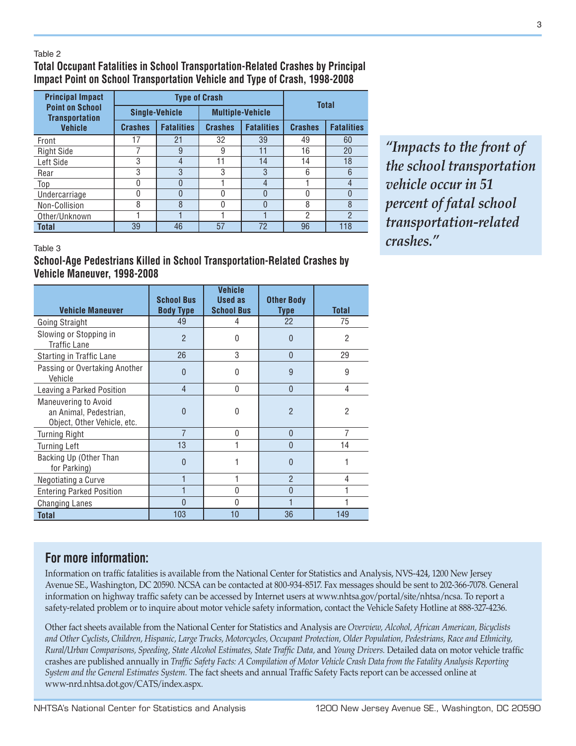Table 2

**Total Occupant Fatalities in School Transportation-Related Crashes by Principal Impact Point on School Transportation Vehicle and Type of Crash, 1998-2008**

| Principal Impact Point on School Transportation Vehicle | Type of Crash | | | | Total | |
|---|---|---|---|---|---|---|
| | Single-Vehicle | | Multiple-Vehicle | | | |
| | Crashes | Fatalities | Crashes | Fatalities | Crashes | Fatalities |
| Front | 17 | 21 | 32 | 39 | 49 | 60 |
| Right Side | 7 | 9 | 9 | 11 | 16 | 20 |
| Left Side | 3 | 4 | 11 | 14 | 14 | 18 |
| Rear | 3 | 3 | 3 | 3 | 6 | 6 |
| Top | 0 | 0 | 1 | 4 | 1 | 4 |
| Undercarriage | 0 | 0 | 0 | 0 | 0 | 0 |
| Non-Collision | 8 | 8 | 0 | 0 | 8 | 8 |
| Other/Unknown | 1 | 1 | 1 | 1 | 2 | 2 |
| **Total** | 39 | 46 | 57 | 72 | 96 | 118 |

*"Impacts to the front of the school transportation vehicle occur in 51 percent of fatal school transportation-related crashes."*

Table 3

**School-Age Pedestrians Killed in School Transportation-Related Crashes by Vehicle Maneuver, 1998-2008**

| Vehicle Maneuver | School Bus Body Type | Vehicle Used as School Bus | Other Body Type | Total |
|---|---|---|---|---|
| Going Straight | 49 | 4 | 22 | 75 |
| Slowing or Stopping in Traffic Lane | 2 | 0 | 0 | 2 |
| Starting in Traffic Lane | 26 | 3 | 0 | 29 |
| Passing or Overtaking Another Vehicle | 0 | 0 | 9 | 9 |
| Leaving a Parked Position | 4 | 0 | 0 | 4 |
| Maneuvering to Avoid an Animal, Pedestrian, Object, Other Vehicle, etc. | 0 | 0 | 2 | 2 |
| Turning Right | 7 | 0 | 0 | 7 |
| Turning Left | 13 | 1 | 0 | 14 |
| Backing Up (Other Than for Parking) | 0 | 1 | 0 | 1 |
| Negotiating a Curve | 1 | 1 | 2 | 4 |
| Entering Parked Position | 1 | 0 | 0 | 1 |
| Changing Lanes | 0 | 0 | 1 | 1 |
| **Total** | 103 | 10 | 36 | 149 |

## For more information:

Information on traffic fatalities is available from the National Center for Statistics and Analysis, NVS-424, 1200 New Jersey Avenue SE., Washington, DC 20590. NCSA can be contacted at 800-934-8517. Fax messages should be sent to 202-366-7078. General information on highway traffic safety can be accessed by Internet users at www.nhtsa.gov/portal/site/nhtsa/ncsa. To report a safety-related problem or to inquire about motor vehicle safety information, contact the Vehicle Safety Hotline at 888-327-4236.

Other fact sheets available from the National Center for Statistics and Analysis are *Overview, Alcohol, African American, Bicyclists and Other Cyclists, Children, Hispanic, Large Trucks, Motorcycles, Occupant Protection, Older Population, Pedestrians, Race and Ethnicity, Rural/Urban Comparisons, Speeding, State Alcohol Estimates, State Traffic Data,* and *Young Drivers.* Detailed data on motor vehicle traffic crashes are published annually in *Traffic Safety Facts: A Compilation of Motor Vehicle Crash Data from the Fatality Analysis Reporting System and the General Estimates System.* The fact sheets and annual Traffic Safety Facts report can be accessed online at www-nrd.nhtsa.dot.gov/CATS/index.aspx.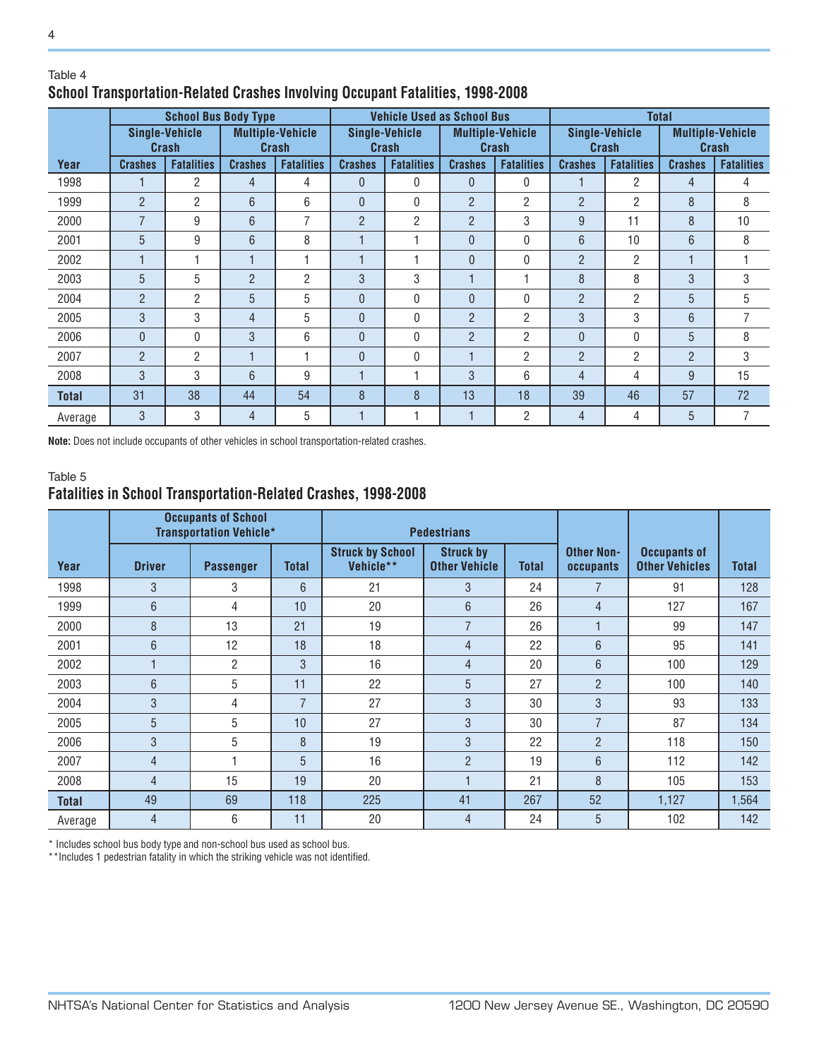Table 4

## School Transportation-Related Crashes Involving Occupant Fatalities, 1998-2008

| | School Bus Body Type | | | | Vehicle Used as School Bus | | | | Total | | | |
|---|---|---|---|---|---|---|---|---|---|---|---|---|
| | Single-Vehicle Crash | | Multiple-Vehicle Crash | | Single-Vehicle Crash | | Multiple-Vehicle Crash | | Single-Vehicle Crash | | Multiple-Vehicle Crash | |
| Year | Crashes | Fatalities | Crashes | Fatalities | Crashes | Fatalities | Crashes | Fatalities | Crashes | Fatalities | Crashes | Fatalities |
| 1998 | 1 | 2 | 4 | 4 | 0 | 0 | 0 | 0 | 1 | 2 | 4 | 4 |
| 1999 | 2 | 2 | 6 | 6 | 0 | 0 | 2 | 2 | 2 | 2 | 8 | 8 |
| 2000 | 7 | 9 | 6 | 7 | 2 | 2 | 2 | 3 | 9 | 11 | 8 | 10 |
| 2001 | 5 | 9 | 6 | 8 | 1 | 1 | 0 | 0 | 6 | 10 | 6 | 8 |
| 2002 | 1 | 1 | 1 | 1 | 1 | 1 | 0 | 0 | 2 | 2 | 1 | 1 |
| 2003 | 5 | 5 | 2 | 2 | 3 | 3 | 1 | 1 | 8 | 8 | 3 | 3 |
| 2004 | 2 | 2 | 5 | 5 | 0 | 0 | 0 | 0 | 2 | 2 | 5 | 5 |
| 2005 | 3 | 3 | 4 | 5 | 0 | 0 | 2 | 2 | 3 | 3 | 6 | 7 |
| 2006 | 0 | 0 | 3 | 6 | 0 | 0 | 2 | 2 | 0 | 0 | 5 | 8 |
| 2007 | 2 | 2 | 1 | 1 | 0 | 0 | 1 | 2 | 2 | 2 | 2 | 3 |
| 2008 | 3 | 3 | 6 | 9 | 1 | 1 | 3 | 6 | 4 | 4 | 9 | 15 |
| **Total** | 31 | 38 | 44 | 54 | 8 | 8 | 13 | 18 | 39 | 46 | 57 | 72 |
| Average | 3 | 3 | 4 | 5 | 1 | 1 | 1 | 2 | 4 | 4 | 5 | 7 |

**Note:** Does not include occupants of other vehicles in school transportation-related crashes.

Table 5

## Fatalities in School Transportation-Related Crashes, 1998-2008

| | Occupants of School Transportation Vehicle* | | | Pedestrians | | | | | |
|---|---|---|---|---|---|---|---|---|---|
| Year | Driver | Passenger | Total | Struck by School Vehicle** | Struck by Other Vehicle | Total | Other Non-occupants | Occupants of Other Vehicles | Total |
| 1998 | 3 | 3 | 6 | 21 | 3 | 24 | 7 | 91 | 128 |
| 1999 | 6 | 4 | 10 | 20 | 6 | 26 | 4 | 127 | 167 |
| 2000 | 8 | 13 | 21 | 19 | 7 | 26 | 1 | 99 | 147 |
| 2001 | 6 | 12 | 18 | 18 | 4 | 22 | 6 | 95 | 141 |
| 2002 | 1 | 2 | 3 | 16 | 4 | 20 | 6 | 100 | 129 |
| 2003 | 6 | 5 | 11 | 22 | 5 | 27 | 2 | 100 | 140 |
| 2004 | 3 | 4 | 7 | 27 | 3 | 30 | 3 | 93 | 133 |
| 2005 | 5 | 5 | 10 | 27 | 3 | 30 | 7 | 87 | 134 |
| 2006 | 3 | 5 | 8 | 19 | 3 | 22 | 2 | 118 | 150 |
| 2007 | 4 | 1 | 5 | 16 | 2 | 19 | 6 | 112 | 142 |
| 2008 | 4 | 15 | 19 | 20 | 1 | 21 | 8 | 105 | 153 |
| **Total** | 49 | 69 | 118 | 225 | 41 | 267 | 52 | 1,127 | 1,564 |
| Average | 4 | 6 | 11 | 20 | 4 | 24 | 5 | 102 | 142 |

\* Includes school bus body type and non-school bus used as school bus.
\*\*Includes 1 pedestrian fatality in which the striking vehicle was not identified.